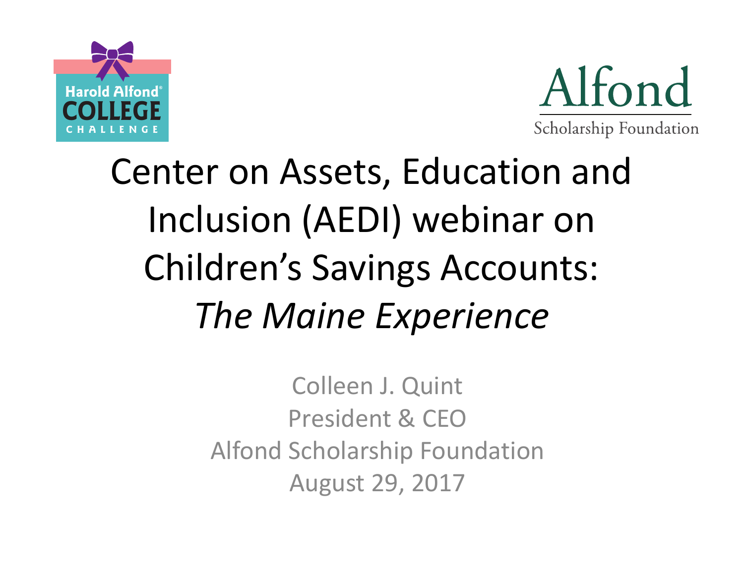Harold Alfond® COLLEGE CHALLENGE

Alfond Scholarship Foundation

# Center on Assets, Education and Inclusion (AEDI) webinar on Children's Savings Accounts: *The Maine Experience*

Colleen J. Quint
President & CEO
Alfond Scholarship Foundation
August 29, 2017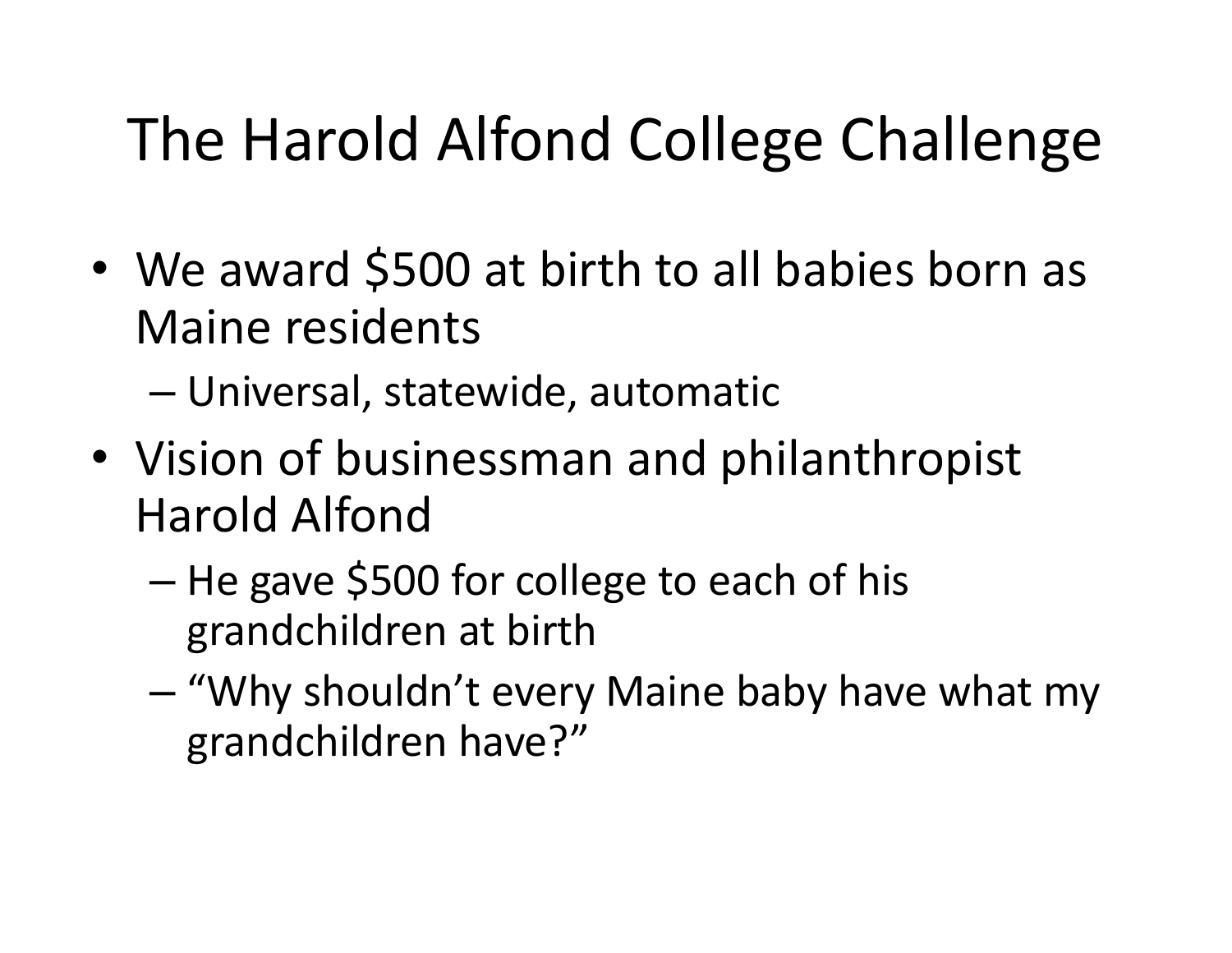# The Harold Alfond College Challenge

- We award $500 at birth to all babies born as Maine residents
  - Universal, statewide, automatic
- Vision of businessman and philanthropist Harold Alfond
  - He gave $500 for college to each of his grandchildren at birth
  - "Why shouldn't every Maine baby have what my grandchildren have?"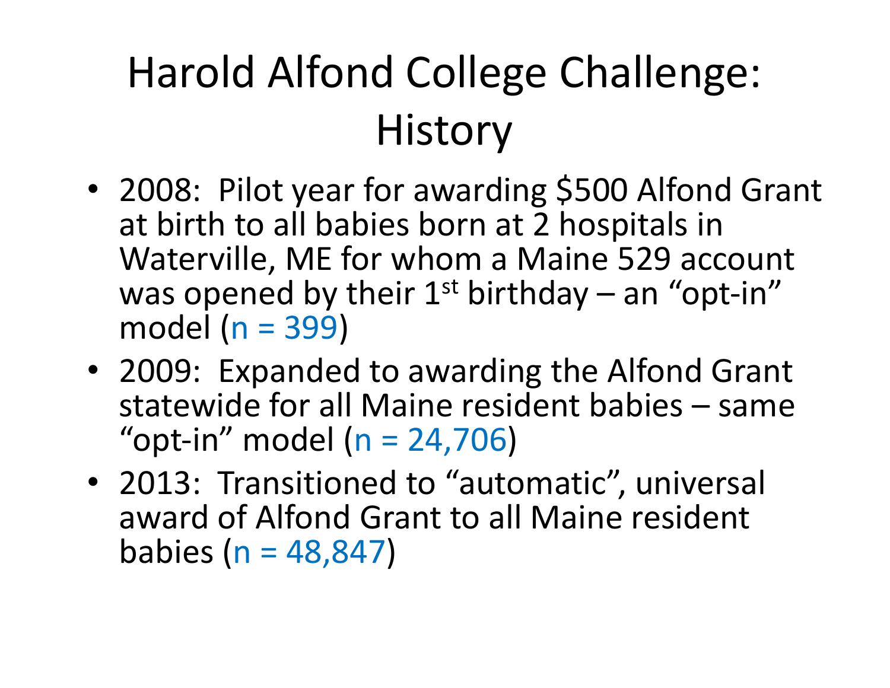# Harold Alfond College Challenge: History

- 2008: Pilot year for awarding $500 Alfond Grant at birth to all babies born at 2 hospitals in Waterville, ME for whom a Maine 529 account was opened by their 1st birthday – an "opt-in" model (n = 399)
- 2009: Expanded to awarding the Alfond Grant statewide for all Maine resident babies – same "opt-in" model (n = 24,706)
- 2013: Transitioned to "automatic", universal award of Alfond Grant to all Maine resident babies (n = 48,847)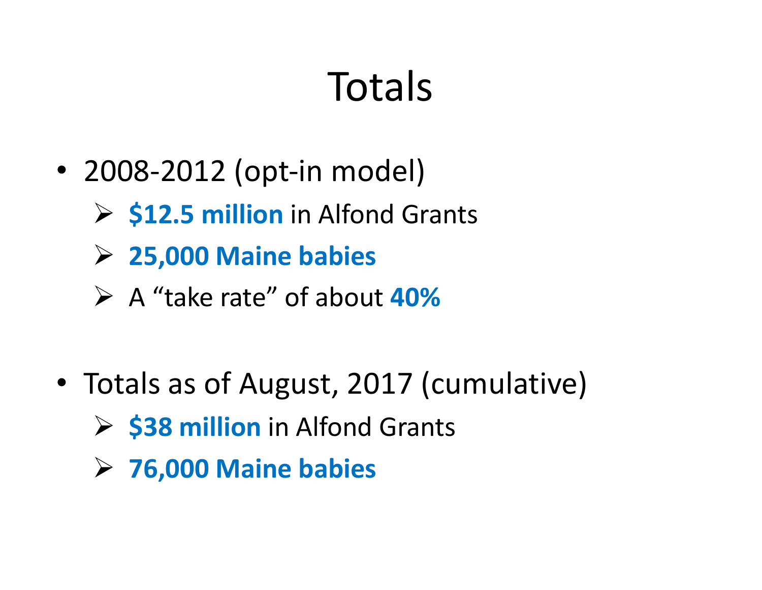# Totals

- 2008-2012 (opt-in model)
  - **$12.5 million** in Alfond Grants
  - **25,000 Maine babies**
  - A “take rate” of about **40%**

- Totals as of August, 2017 (cumulative)
  - **$38 million** in Alfond Grants
  - **76,000 Maine babies**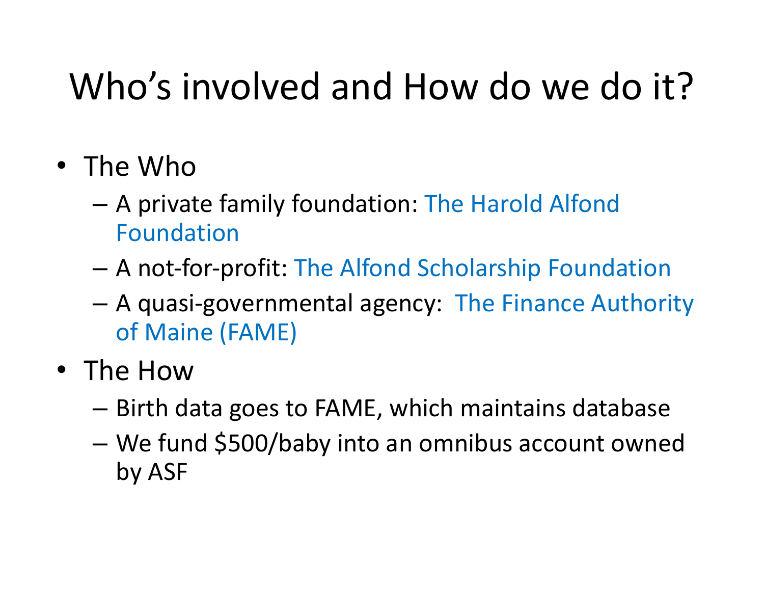# Who's involved and How do we do it?

- The Who
  - A private family foundation: The Harold Alfond Foundation
  - A not-for-profit: The Alfond Scholarship Foundation
  - A quasi-governmental agency: The Finance Authority of Maine (FAME)
- The How
  - Birth data goes to FAME, which maintains database
  - We fund $500/baby into an omnibus account owned by ASF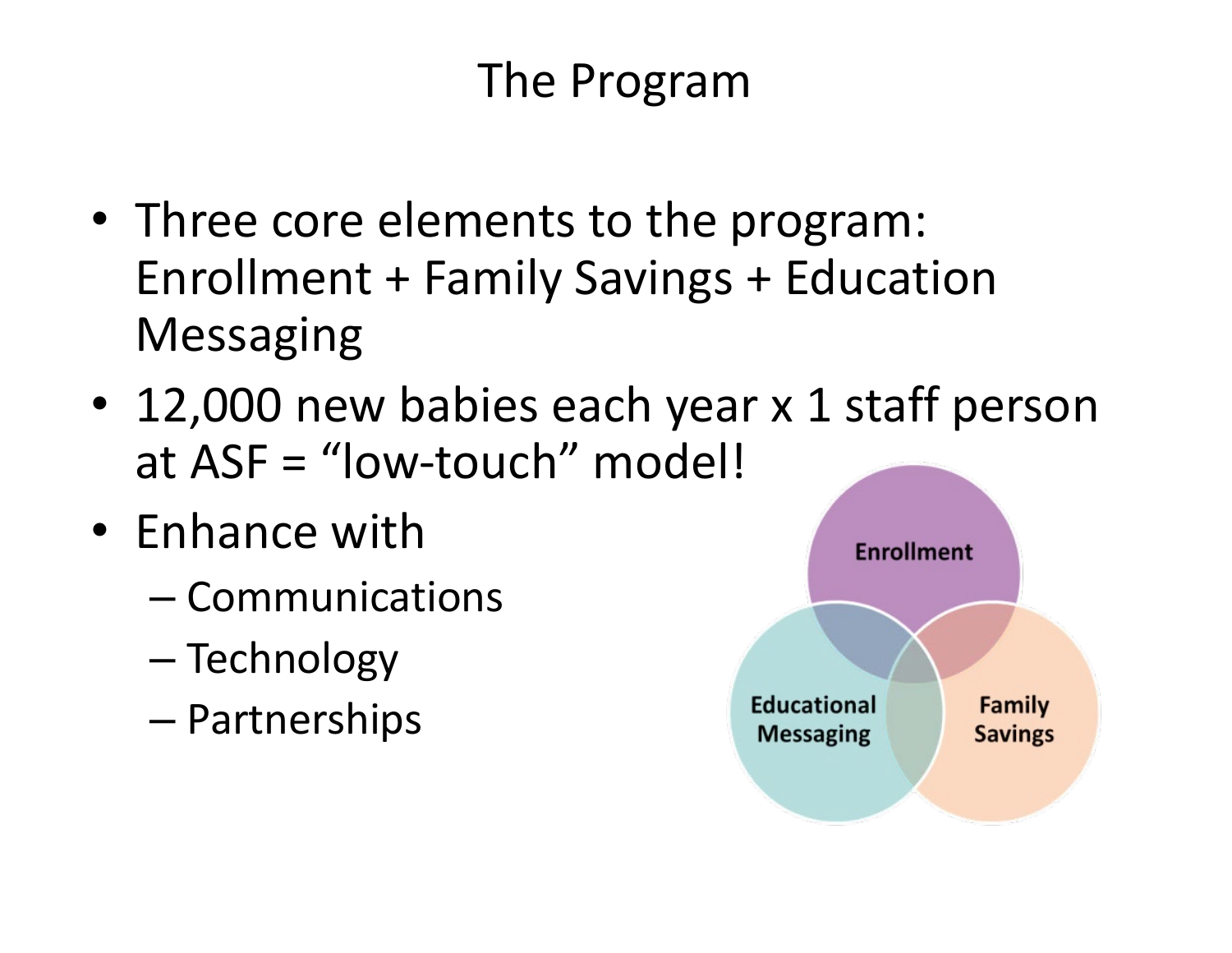# The Program

- Three core elements to the program: Enrollment + Family Savings + Education Messaging
- 12,000 new babies each year x 1 staff person at ASF = "low-touch" model!
- Enhance with
  - Communications
  - Technology
  - Partnerships

Enrollment

Educational Messaging

Family Savings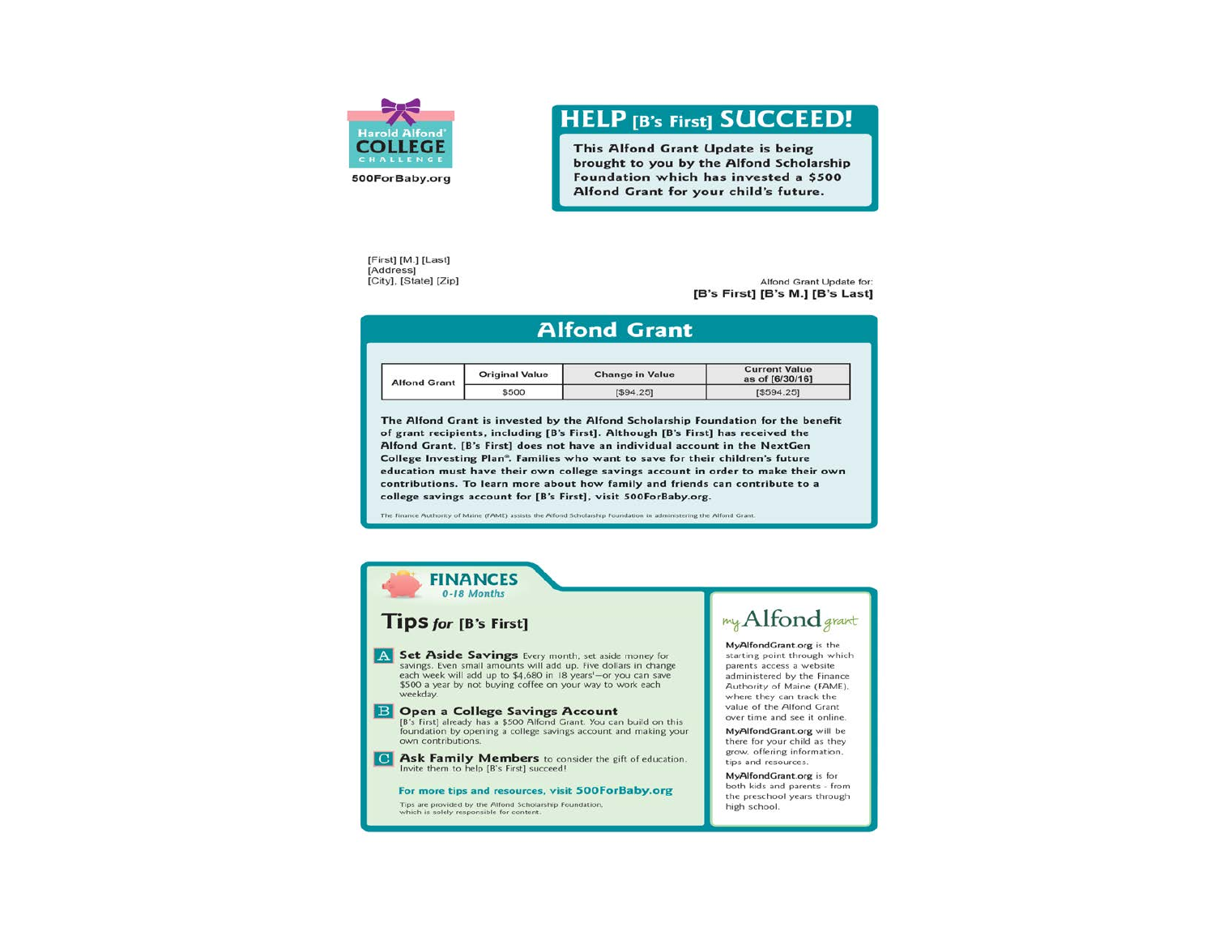Harold Alfond® COLLEGE CHALLENGE

500ForBaby.org

# HELP [B's First] SUCCEED!

**This Alfond Grant Update is being brought to you by the Alfond Scholarship Foundation which has invested a $500 Alfond Grant for your child's future.**

[First] [M.] [Last]
[Address]
[City], [State] [Zip]

Alfond Grant Update for:
**[B's First] [B's M.] [B's Last]**

## Alfond Grant

| Alfond Grant | Original Value | Change in Value | Current Value as of [6/30/16] |
|---|---|---|---|
| | $500 | [$94.25] | [$594.25] |

**The Alfond Grant is invested by the Alfond Scholarship Foundation for the benefit of grant recipients, including [B's First]. Although [B's First] has received the Alfond Grant, [B's First] does not have an individual account in the NextGen College Investing Plan®. Families who want to save for their children's future education must have their own college savings account in order to make their own contributions. To learn more about how family and friends can contribute to a college savings account for [B's First], visit 500ForBaby.org.**

The Finance Authority of Maine (FAME) assists the Alfond Scholarship Foundation in administering the Alfond Grant.

## FINANCES
*0-18 Months*

### Tips *for* [B's First]

**A Set Aside Savings** Every month, set aside money for savings. Even small amounts will add up. Five dollars in change each week will add up to $4,680 in 18 years¹—or you can save $500 a year by not buying coffee on your way to work each weekday.

**B Open a College Savings Account**
[B's First] already has a $500 Alfond Grant. You can build on this foundation by opening a college savings account and making your own contributions.

**C Ask Family Members** to consider the gift of education. Invite them to help [B's First] succeed!

**For more tips and resources, visit 500ForBaby.org**

Tips are provided by the Alfond Scholarship Foundation, which is solely responsible for content.

*my* Alfond *grant*

**MyAlfondGrant.org** is the starting point through which parents access a website administered by the Finance Authority of Maine (FAME), where they can track the value of the Alfond Grant over time and see it online.

**MyAlfondGrant.org** will be there for your child as they grow, offering information, tips and resources.

**MyAlfondGrant.org** is for both kids and parents - from the preschool years through high school.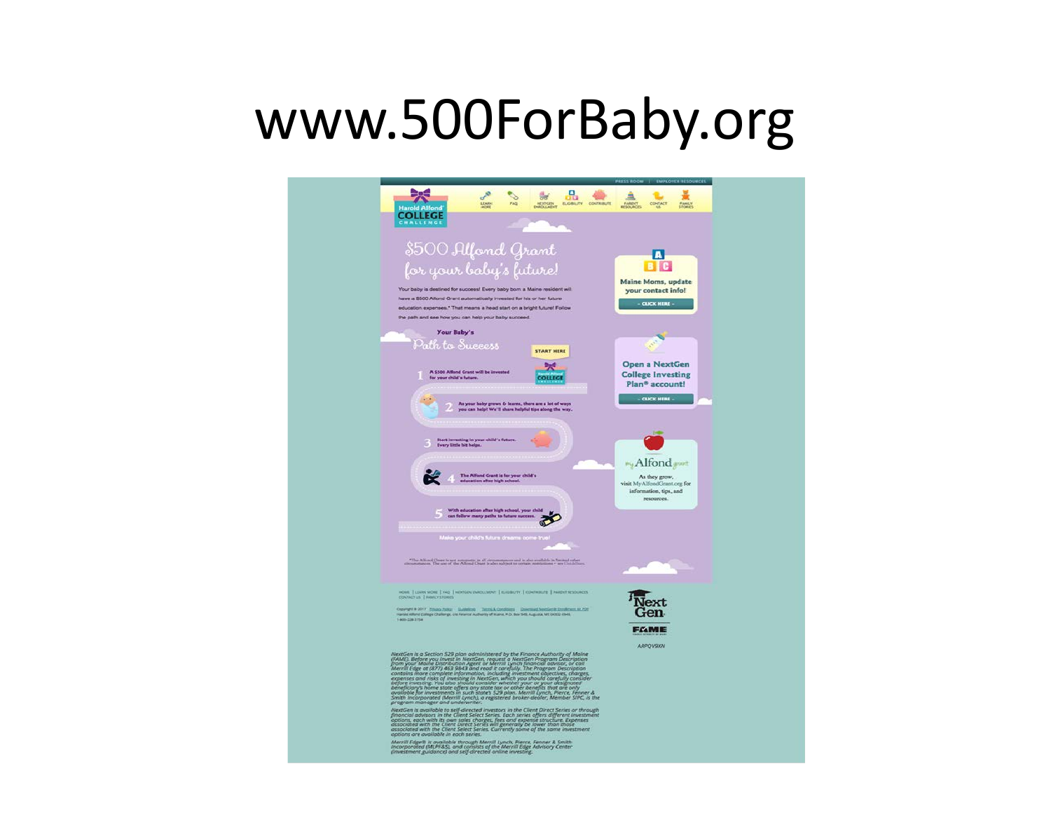# www.500ForBaby.org

PRESS ROOM | EMPLOYER RESOURCES

Harold Alfond® COLLEGE CHALLENGE

LEARN MORE | FAQ | NEXTGEN ENROLLMENT | ELIGIBILITY | CONTRIBUTE | PARENT RESOURCES | CONTACT US | FAMILY STORIES

## $500 Alfond Grant for your baby's future!

Your baby is destined for success! Every baby born a Maine resident will have a $500 Alfond Grant automatically invested for his or her future education expenses.* That means a head start on a bright future! Follow the path and see how you can help your baby succeed.

### Your Baby's Path to Success

START HERE

1. A $500 Alfond Grant will be invested for your child's future.
2. As your baby grows & learns, there are a lot of ways you can help! We'll share helpful tips along the way.
3. Start investing in your child's future. Every little bit helps.
4. The Alfond Grant is for your child's education after high school.
5. With education after high school, your child can follow many paths to future success.

Make your child's future dreams come true!

Maine Moms, update your contact info!
– CLICK HERE –

Open a NextGen College Investing Plan® account!
– CLICK HERE –

myAlfond grant
As they grow, visit MyAlfondGrant.org for information, tips, and resources.

*The Alfond Grant is not automatic in all circumstances and is also available in limited other circumstances. The use of the Alfond Grant is also subject to certain restrictions – see Guidelines.

HOME | LEARN MORE | FAQ | NEXTGEN ENROLLMENT | ELIGIBILITY | CONTRIBUTE | PARENT RESOURCES | CONTACT US | FAMILY STORIES

Copyright © 2017 Privacy Policy | Guidelines | Terms & Conditions | Download NextGen Enrollment Kit PDF
Harold Alfond College Challenge, c/o Finance Authority of Maine, P.O. Box 949, Augusta, ME 04332-0949
1-800-228-3734

NextGen
FAME

ARPQVSKN

*NextGen is a Section 529 plan administered by the Finance Authority of Maine (FAME). Before you invest in NextGen, request a NextGen Program Description from your Maine Distribution Agent or Merrill Lynch financial advisor, or call Merrill Edge at (877) 463-9843 and read it carefully. The Program Description contains more complete information, including investment objectives, charges, expenses and risks of investing in NextGen, which you should carefully consider before investing. You also should consider whether your or your designated beneficiary's home state offers any state tax or other benefits that are only available for investments in such state's 529 plan. Merrill Lynch, Pierce, Fenner & Smith Incorporated (Merrill Lynch), a registered broker-dealer, Member SIPC, is the program manager and underwriter.*

*NextGen is available to self-directed investors in the Client Direct Series or through financial advisors in the Client Select Series. Each series offers different investment options, each with its own sales charges, fees and expense structure. Expenses associated with the Client Direct Series will generally be lower than those associated with the Client Select Series. Currently some of the same investment options are available in each series.*

*Merrill Edge® is available through Merrill Lynch, Pierce, Fenner & Smith Incorporated (MLPF&S), and consists of the Merrill Edge Advisory Center (investment guidance) and self-directed online investing.*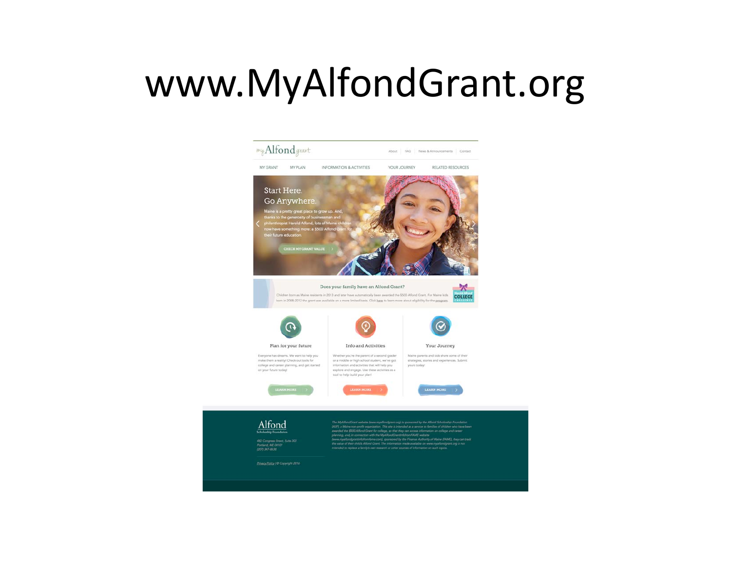# www.MyAlfondGrant.org

my Alfond grant

About | FAQ | News & Announcements | Contact

MY GRANT | MY PLAN | INFORMATION & ACTIVITIES | YOUR JOURNEY | RELATED RESOURCES

Start Here.
Go Anywhere.

Maine is a pretty great place to grow up. And, thanks to the generosity of businessman and philanthropist Harold Alfond, lots of Maine children now have something more: a $500 Alfond Grant for their future education.

CHECK MY GRANT VALUE

Does your family have an Alfond Grant?

Children born as Maine residents in 2013 and later have automatically been awarded the $500 Alfond Grant. For Maine kids born in 2008-2012 the grant was available on a more limited basis. Click here to learn more about eligibility for the program.

Plan for your future

Everyone has dreams. We want to help you make them a reality! Check out tools for college and career planning, and get started on your future today!

LEARN MORE

Info and Activities

Whether you're the parent of a second grader or a middle or high school student, we've got information and activities that will help you explore and engage. Use these activities as a tool to help build your plan!

LEARN MORE

Your Journey

Maine parents and kids share some of their strategies, stories and experiences. Submit yours today!

LEARN MORE

Alfond Scholarship Foundation

482 Congress Street, Suite 303
Portland, ME 04101
(207) 347-8638

Privacy Policy | © Copyright 2016

The MyAlfondGrant website (www.myalfondgrant.org) is sponsored by the Alfond Scholarship Foundation (ASF), a Maine non-profit organization. This site is intended as a service to families of children who have been awarded the $500 Alfond Grant for college, so that they can access information on college and career planning, and, in connection with the MyAlfondGrantInfofromFAME website (www.myalfondgrantinfofromfame.com), sponsored by the Finance Authority of Maine (FAME), they can track the value of their child's Alfond Grant. The information made available on www.myalfondgrant.org is not intended to replace a family's own research or other sources of information on such topics.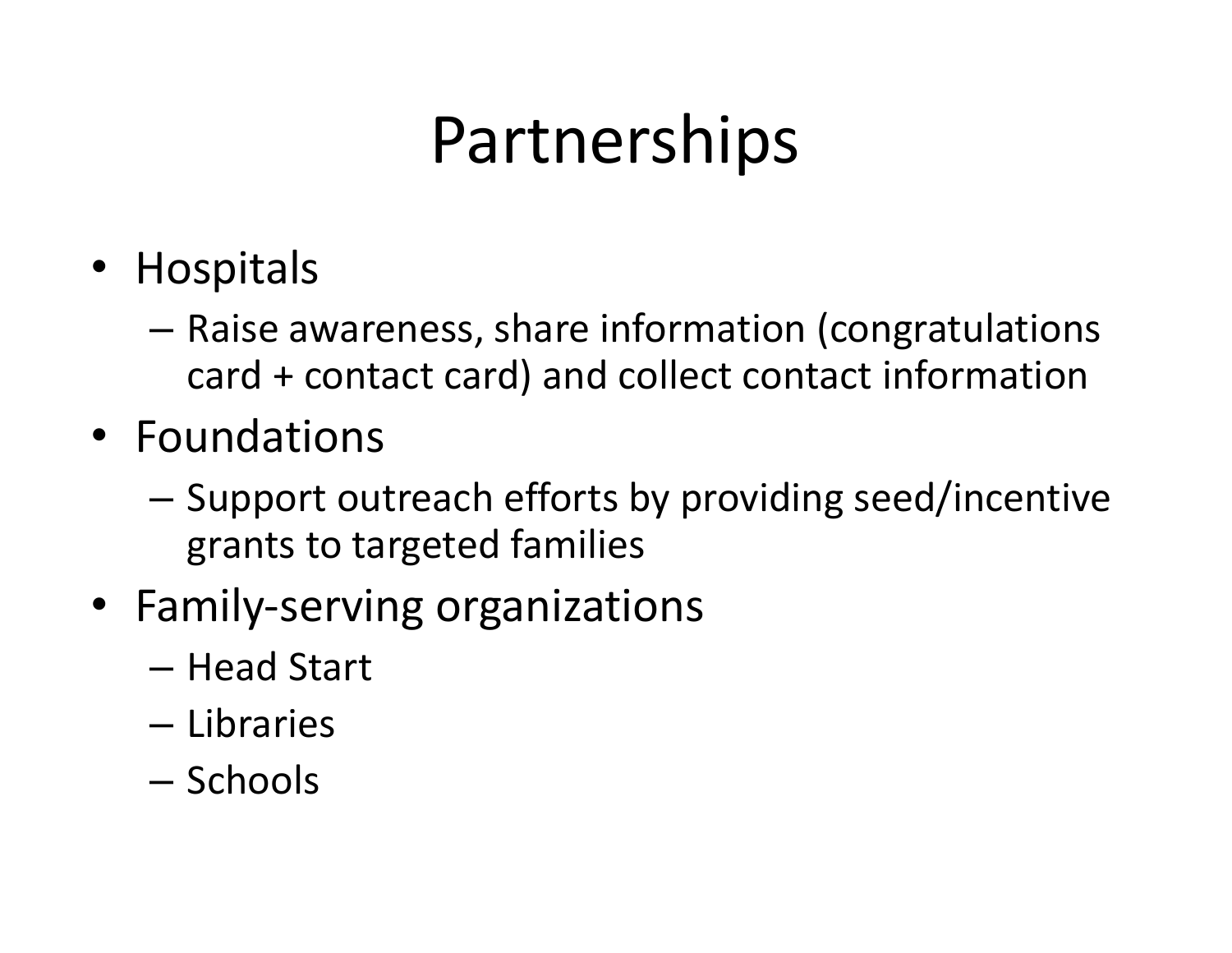# Partnerships

- Hospitals
  - Raise awareness, share information (congratulations card + contact card) and collect contact information
- Foundations
  - Support outreach efforts by providing seed/incentive grants to targeted families
- Family-serving organizations
  - Head Start
  - Libraries
  - Schools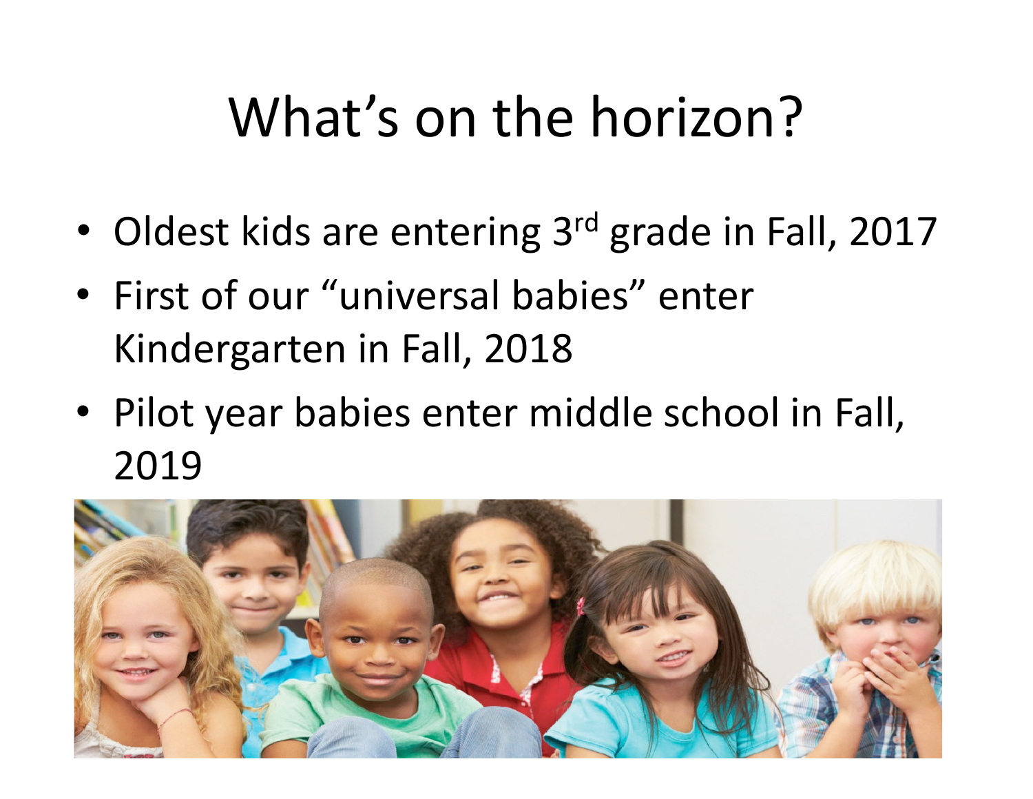# What's on the horizon?

- Oldest kids are entering 3rd grade in Fall, 2017
- First of our "universal babies" enter Kindergarten in Fall, 2018
- Pilot year babies enter middle school in Fall, 2019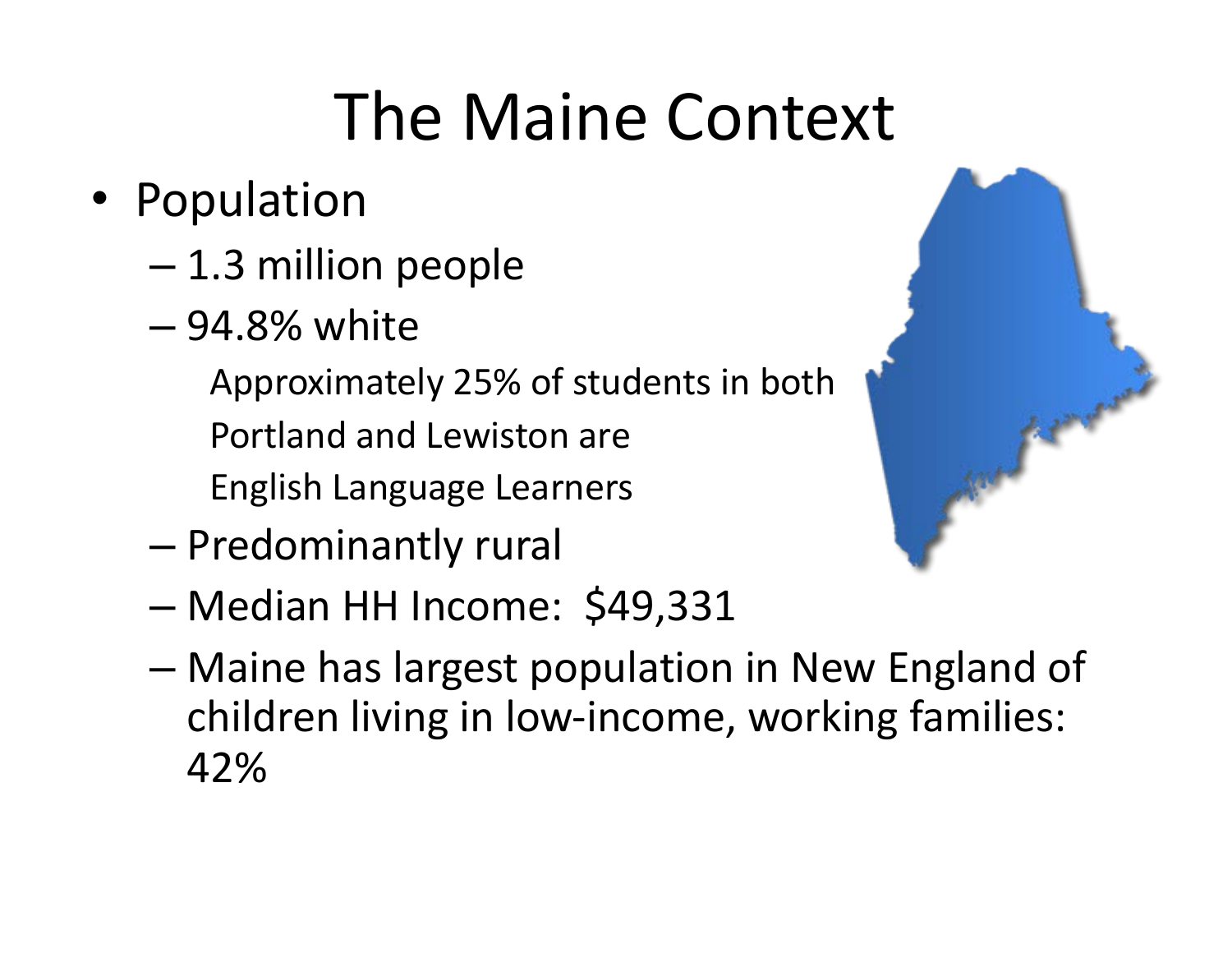# The Maine Context

- Population
  - 1.3 million people
  - 94.8% white
    - Approximately 25% of students in both Portland and Lewiston are English Language Learners
  - Predominantly rural
  - Median HH Income: $49,331
  - Maine has largest population in New England of children living in low-income, working families: 42%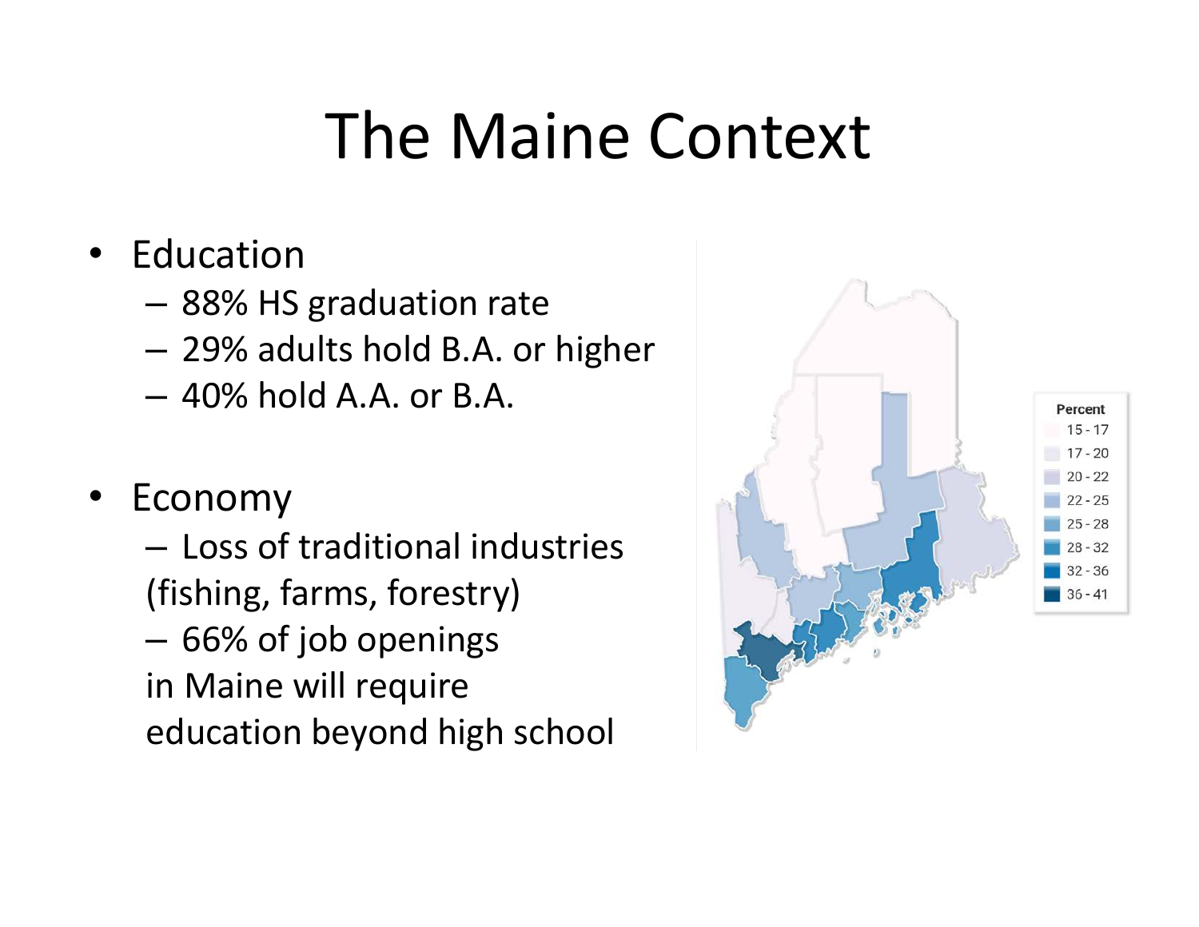# The Maine Context

- Education
  - – 88% HS graduation rate
  - – 29% adults hold B.A. or higher
  - – 40% hold A.A. or B.A.

- Economy
  - – Loss of traditional industries (fishing, farms, forestry)
  - – 66% of job openings in Maine will require education beyond high school

Percent

- 15 - 17
- 17 - 20
- 20 - 22
- 22 - 25
- 25 - 28
- 28 - 32
- 32 - 36
- 36 - 41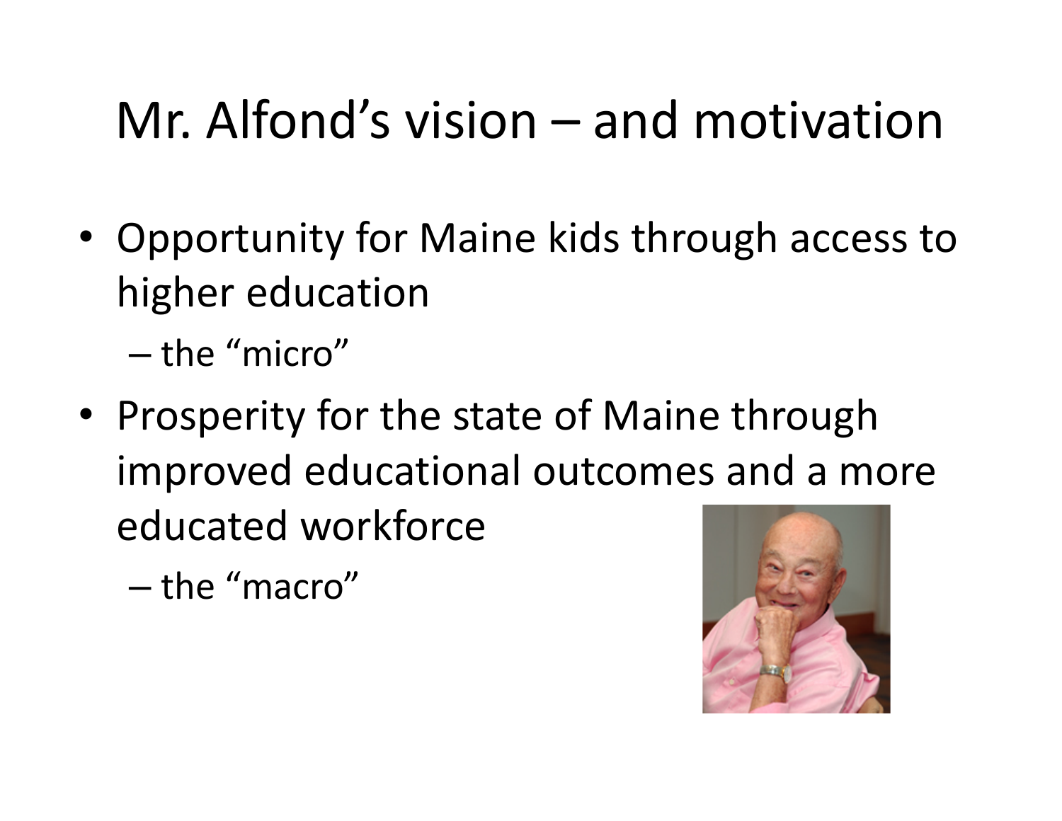# Mr. Alfond's vision – and motivation

- Opportunity for Maine kids through access to higher education
  - the "micro"
- Prosperity for the state of Maine through improved educational outcomes and a more educated workforce
  - the "macro"